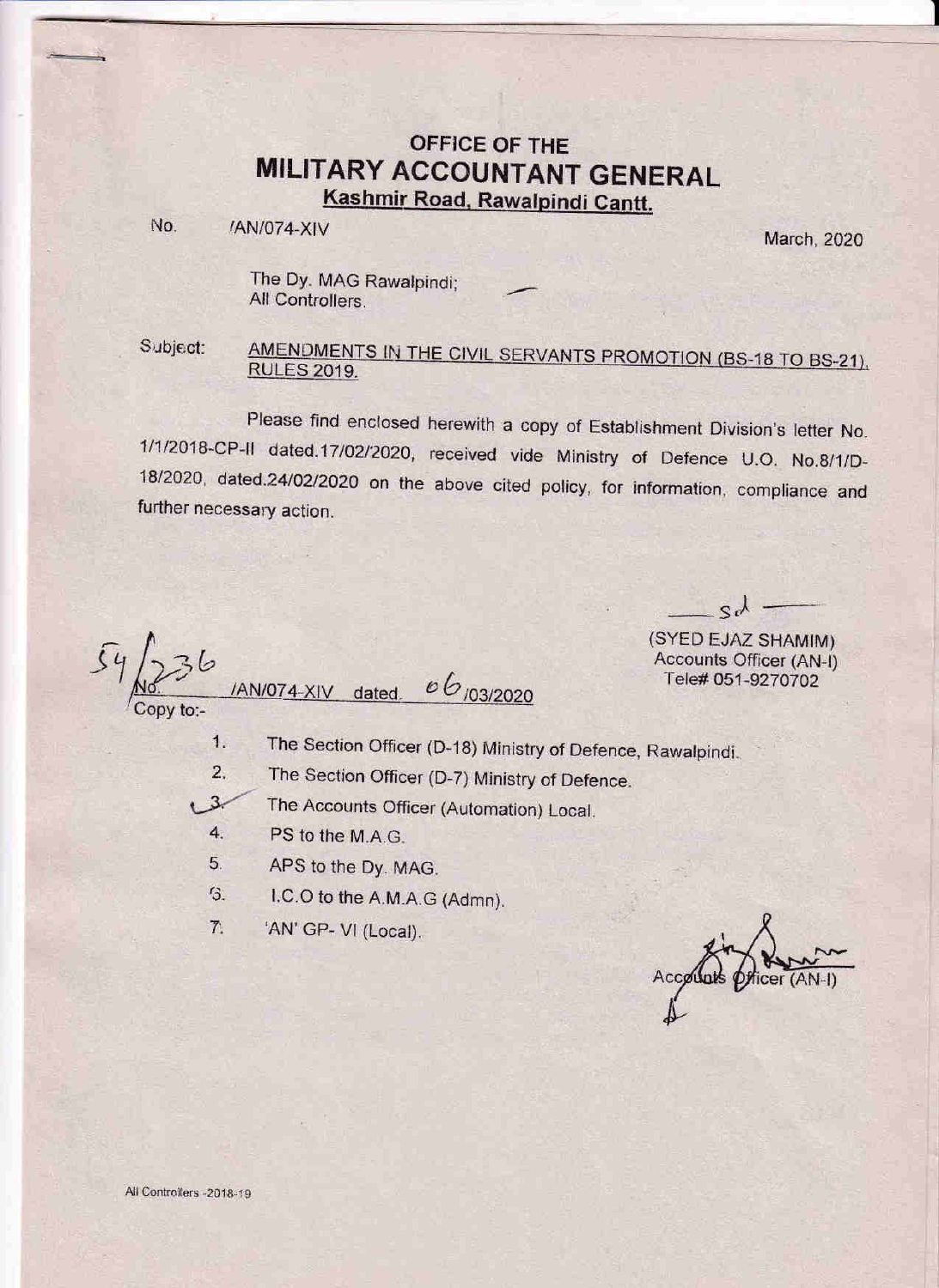# OFFICE OF THE
# MILITARY ACCOUNTANT GENERAL
**Kashmir Road, Rawalpindi Cantt.**

No. /AN/074-XIV March, 2020

The Dy. MAG Rawalpindi;
All Controllers.

Subject: **AMENDMENTS IN THE CIVIL SERVANTS PROMOTION (BS-18 TO BS-21), RULES 2019.**

Please find enclosed herewith a copy of Establishment Division's letter No. 1/1/2018-CP-II dated.17/02/2020, received vide Ministry of Defence U.O. No.8/1/D-18/2020, dated.24/02/2020 on the above cited policy, for information, compliance and further necessary action.

-sd-
(SYED EJAZ SHAMIM)
Accounts Officer (AN-I)
Tele# 051-9270702

No. 54/236 /AN/074-XIV dated. 06/03/2020

Copy to:-

1. The Section Officer (D-18) Ministry of Defence, Rawalpindi.
2. The Section Officer (D-7) Ministry of Defence.
3. The Accounts Officer (Automation) Local.
4. PS to the M.A.G.
5. APS to the Dy. MAG.
6. I.C.O to the A.M.A.G (Admn).
7. 'AN' GP- VI (Local).

Accounts Officer (AN-I)

All Controllers -2018-19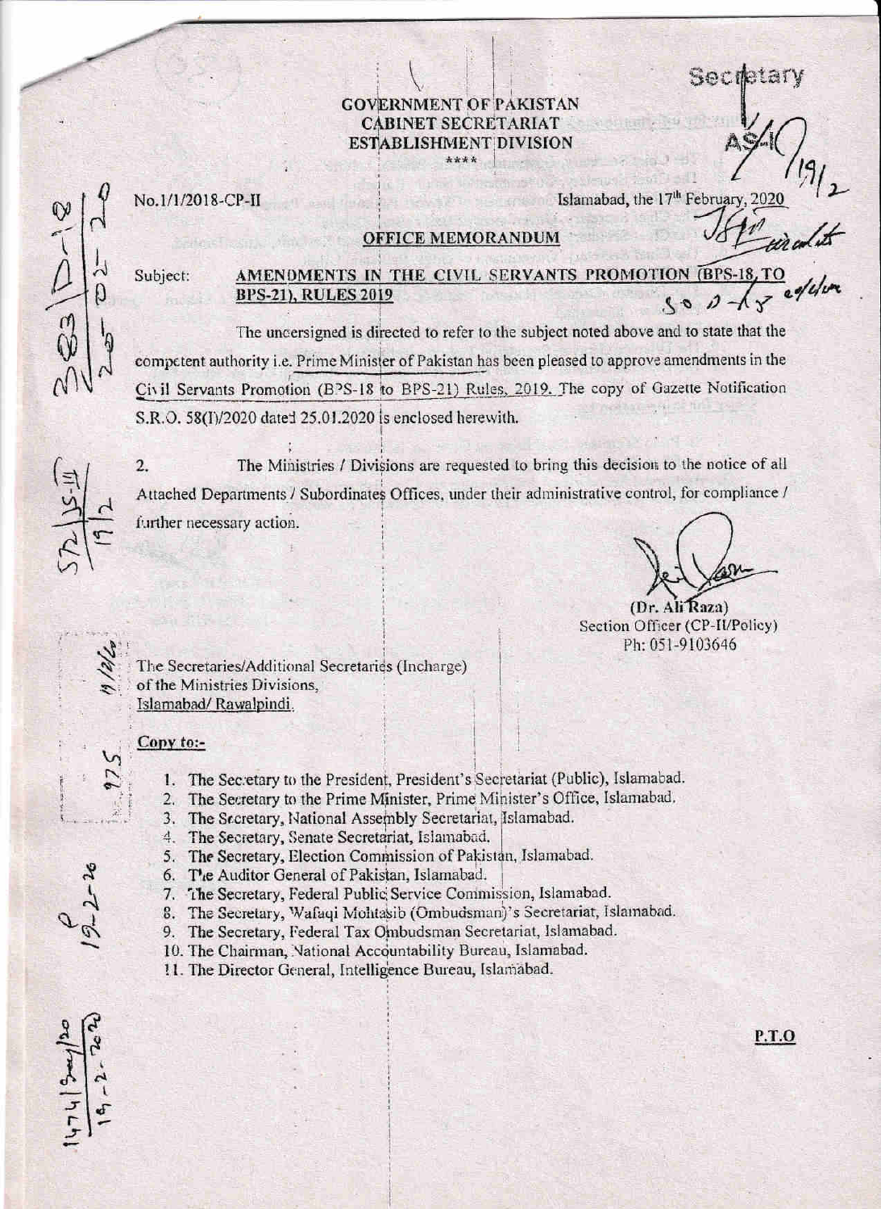# GOVERNMENT OF PAKISTAN
## CABINET SECRETARIAT
## ESTABLISHMENT DIVISION

\*\*\*\*

No.1/1/2018-CP-II

Islamabad, the 17th February, 2020

### OFFICE MEMORANDUM

Subject: **AMENDMENTS IN THE CIVIL SERVANTS PROMOTION (BPS-18 TO BPS-21), RULES 2019**

The undersigned is directed to refer to the subject noted above and to state that the competent authority i.e. Prime Minister of Pakistan has been pleased to approve amendments in the Civil Servants Promotion (BPS-18 to BPS-21) Rules, 2019. The copy of Gazette Notification S.R.O. 58(I)/2020 dated 25.01.2020 is enclosed herewith.

2. The Ministries / Divisions are requested to bring this decision to the notice of all Attached Departments / Subordinates Offices, under their administrative control, for compliance / further necessary action.

(Dr. Ali Raza)
Section Officer (CP-II/Policy)
Ph: 051-9103646

The Secretaries/Additional Secretaries (Incharge)
of the Ministries Divisions,
Islamabad/ Rawalpindi.

**Copy to:-**

1. The Secretary to the President, President's Secretariat (Public), Islamabad.
2. The Secretary to the Prime Minister, Prime Minister's Office, Islamabad.
3. The Secretary, National Assembly Secretariat, Islamabad.
4. The Secretary, Senate Secretariat, Islamabad.
5. The Secretary, Election Commission of Pakistan, Islamabad.
6. The Auditor General of Pakistan, Islamabad.
7. The Secretary, Federal Public Service Commission, Islamabad.
8. The Secretary, Wafaqi Mohtasib (Ombudsman)'s Secretariat, Islamabad.
9. The Secretary, Federal Tax Ombudsman Secretariat, Islamabad.
10. The Chairman, National Accountability Bureau, Islamabad.
11. The Director General, Intelligence Bureau, Islamabad.

**P.T.O**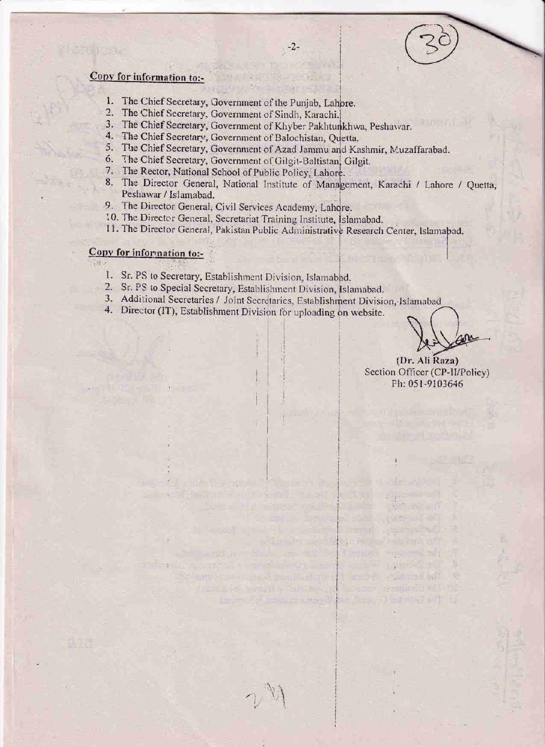**Copy for information to:-**

1. The Chief Secretary, Government of the Punjab, Lahore.
2. The Chief Secretary, Government of Sindh, Karachi.
3. The Chief Secretary, Government of Khyber Pakhtunkhwa, Peshawar.
4. The Chief Secretary, Government of Balochistan, Quetta.
5. The Chief Secretary, Government of Azad Jammu and Kashmir, Muzaffarabad.
6. The Chief Secretary, Government of Gilgit-Baltistan, Gilgit.
7. The Rector, National School of Public Policy, Lahore.
8. The Director General, National Institute of Management, Karachi / Lahore / Quetta, Peshawar / Islamabad.
9. The Director General, Civil Services Academy, Lahore.
10. The Director General, Secretariat Training Institute, Islamabad.
11. The Director General, Pakistan Public Administrative Research Center, Islamabad.

**Copy for information to:-**

1. Sr. PS to Secretary, Establishment Division, Islamabad.
2. Sr. PS to Special Secretary, Establishment Division, Islamabad.
3. Additional Secretaries / Joint Secretaries, Establishment Division, Islamabad
4. Director (IT), Establishment Division for uploading on website.

(Dr. Ali Raza)
Section Officer (CP-II/Policy)
Ph: 051-9103646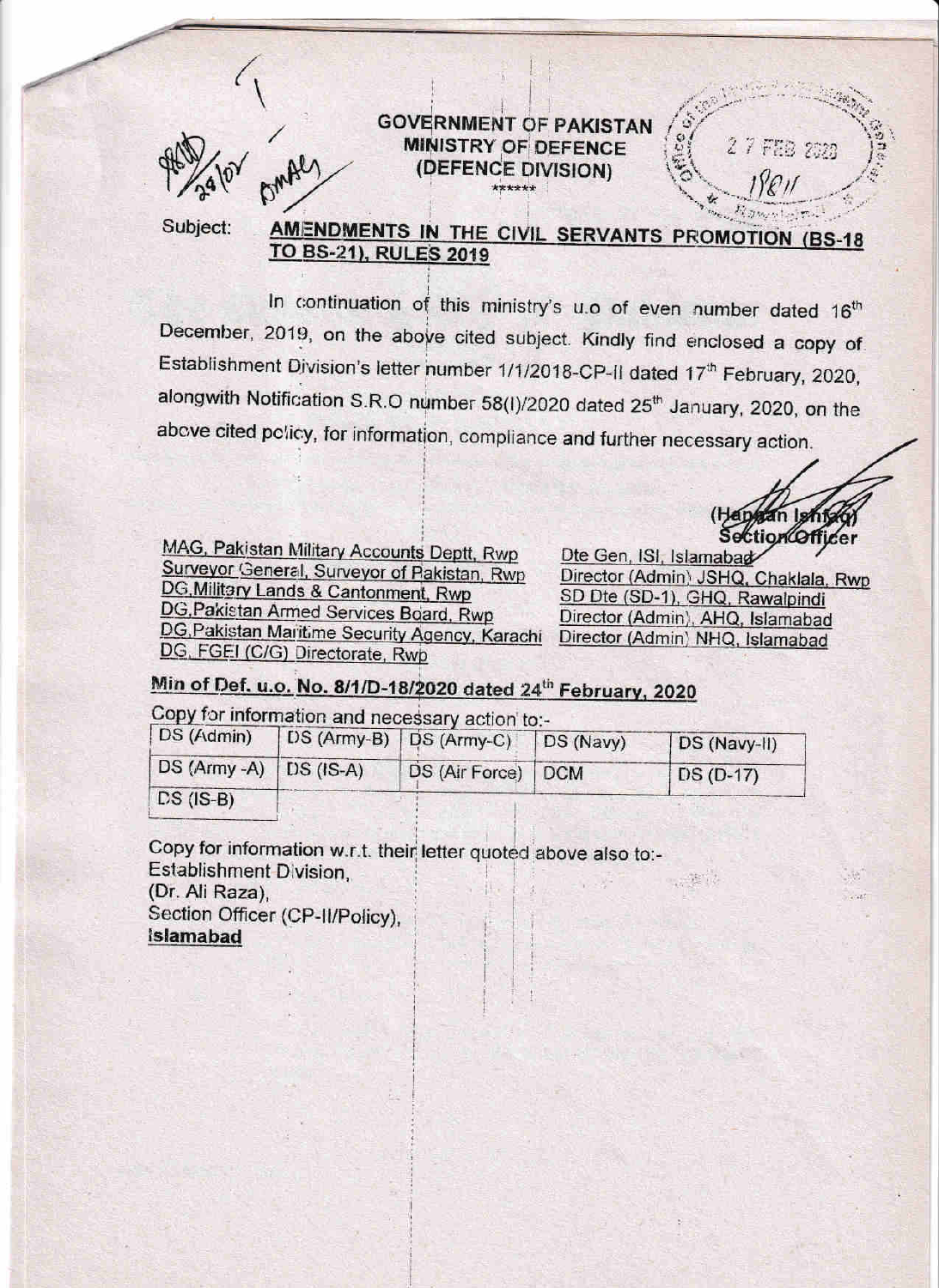**GOVERNMENT OF PAKISTAN**
**MINISTRY OF DEFENCE**
**(DEFENCE DIVISION)**

\*\*\*\*\*\*

Subject: **AMENDMENTS IN THE CIVIL SERVANTS PROMOTION (BS-18 TO BS-21), RULES 2019**

In continuation of this ministry's u.o of even number dated 16th December, 2019, on the above cited subject. Kindly find enclosed a copy of Establishment Division's letter number 1/1/2018-CP-II dated 17th February, 2020, alongwith Notification S.R.O number 58(I)/2020 dated 25th January, 2020, on the above cited policy, for information, compliance and further necessary action.

(Hassan Ishfaq)
Section Officer

MAG, Pakistan Military Accounts Deptt, Rwp
Surveyor General, Surveyor of Pakistan, Rwp
DG, Military Lands & Cantonment, Rwp
DG, Pakistan Armed Services Board, Rwp
DG, Pakistan Maritime Security Agency, Karachi
DG, FGEI (C/G) Directorate, Rwp
Dte Gen, ISI, Islamabad
Director (Admin) JSHQ, Chaklala, Rwp
SD Dte (SD-1), GHQ, Rawalpindi
Director (Admin), AHQ, Islamabad
Director (Admin) NHQ, Islamabad

**Min of Def. u.o. No. 8/1/D-18/2020 dated 24th February, 2020**

Copy for information and necessary action to:-

| DS (Admin) | DS (Army-B) | DS (Army-C) | DS (Navy) | DS (Navy-II) |
|---|---|---|---|---|
| DS (Army -A) | DS (IS-A) | DS (Air Force) | DCM | DS (D-17) |
| DS (IS-B) | | | | |

Copy for information w.r.t. their letter quoted above also to:-
Establishment Division,
(Dr. Ali Raza),
Section Officer (CP-II/Policy),
**Islamabad**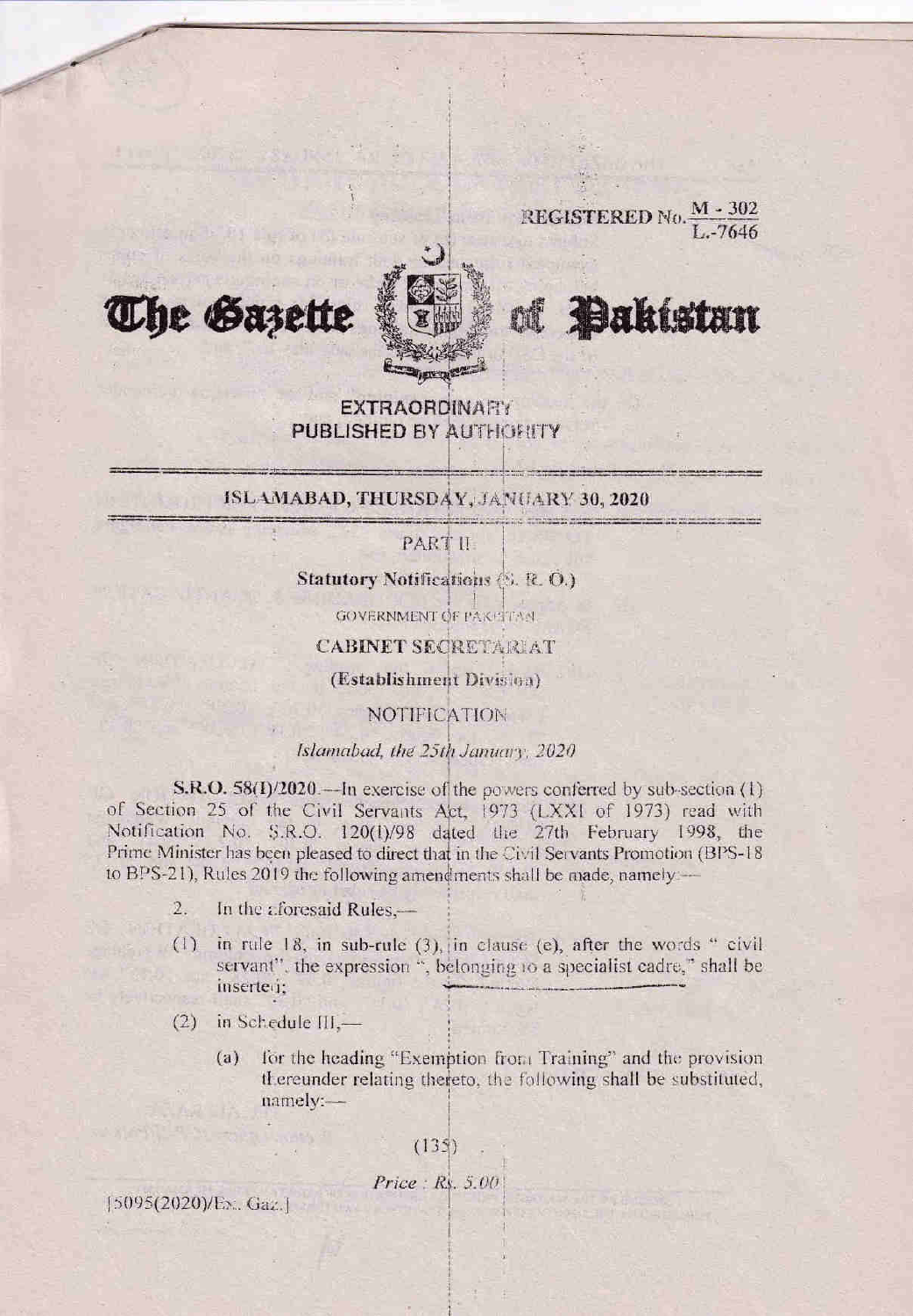REGISTERED No. $\frac{M - 302}{L.-7646}$

# The Gazette of Pakistan

**EXTRAORDINARY**
**PUBLISHED BY AUTHORITY**

---

**ISLAMABAD, THURSDAY, JANUARY 30, 2020**

---

PART II

**Statutory Notifications (S. R. O.)**

GOVERNMENT OF PAKISTAN

**CABINET SECRETARIAT**

**(Establishment Division)**

NOTIFICATION

*Islamabad, the 25th January, 2020*

**S.R.O. 58(I)/2020.**—In exercise of the powers conferred by sub-section (1) of Section 25 of the Civil Servants Act, 1973 (LXXI of 1973) read with Notification No. S.R.O. 120(I)/98 dated the 27th February 1998, the Prime Minister has been pleased to direct that in the Civil Servants Promotion (BPS-18 to BPS-21), Rules 2019 the following amendments shall be made, namely:—

2. In the aforesaid Rules,—

(1) in rule 18, in sub-rule (3), in clause (e), after the words " civil servant", the expression ", belonging to a specialist cadre," shall be inserted;

(2) in Schedule III,—

(a) for the heading "Exemption from Training" and the provision thereunder relating thereto, the following shall be substituted, namely:—

(135)

*Price : Rs. 5.00*

[5095(2020)/Ex. Gaz.]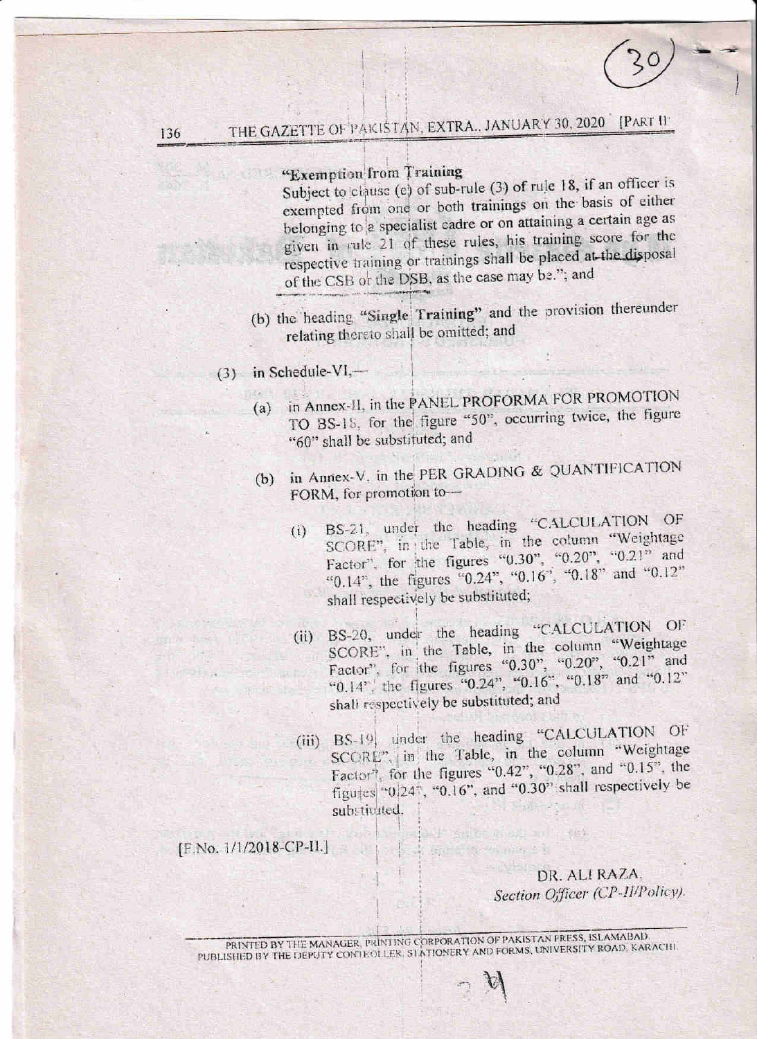"**Exemption from Training**

Subject to clause (e) of sub-rule (3) of rule 18, if an officer is exempted from one or both trainings on the basis of either belonging to a specialist cadre or on attaining a certain age as given in rule 21 of these rules, his training score for the respective training or trainings shall be placed at the disposal of the CSB or the DSB, as the case may be."; and

(b) the heading "**Single Training**" and the provision thereunder relating thereto shall be omitted; and

(3) in Schedule-VI,—

(a) in Annex-II, in the PANEL PROFORMA FOR PROMOTION TO BS-18, for the figure "50", occurring twice, the figure "60" shall be substituted; and

(b) in Annex-V, in the PER GRADING & QUANTIFICATION FORM, for promotion to—

(i) BS-21, under the heading "CALCULATION OF SCORE", in the Table, in the column "Weightage Factor", for the figures "0.30", "0.20", "0.21" and "0.14", the figures "0.24", "0.16", "0.18" and "0.12" shall respectively be substituted;

(ii) BS-20, under the heading "CALCULATION OF SCORE", in the Table, in the column "Weightage Factor", for the figures "0.30", "0.20", "0.21" and "0.14", the figures "0.24", "0.16", "0.18" and "0.12" shall respectively be substituted; and

(iii) BS-19, under the heading "CALCULATION OF SCORE", in the Table, in the column "Weightage Factor", for the figures "0.42", "0.28", and "0.15", the figures "0.24", "0.16", and "0.30" shall respectively be substituted.

[F.No. 1/1/2018-CP-II.]

DR. ALI RAZA,
*Section Officer (CP-II/Policy).*

PRINTED BY THE MANAGER, PRINTING CORPORATION OF PAKISTAN PRESS, ISLAMABAD.
PUBLISHED BY THE DEPUTY CONTROLLER, STATIONERY AND FORMS, UNIVERSITY ROAD, KARACHI.